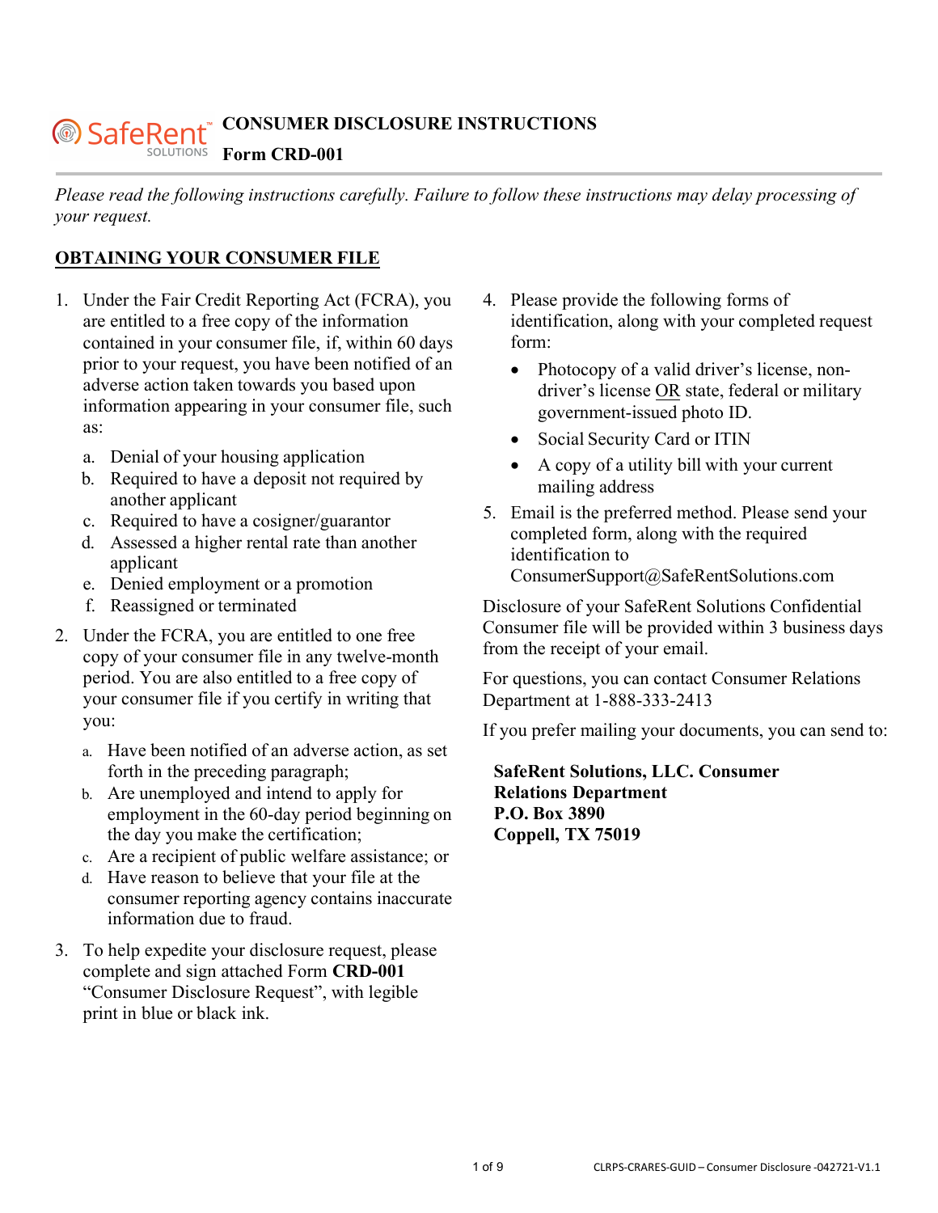SafeRent™ SOLUTIONS

# CONSUMER DISCLOSURE INSTRUCTIONS

**Form CRD-001**

*Please read the following instructions carefully. Failure to follow these instructions may delay processing of your request.*

## OBTAINING YOUR CONSUMER FILE

1. Under the Fair Credit Reporting Act (FCRA), you are entitled to a free copy of the information contained in your consumer file, if, within 60 days prior to your request, you have been notified of an adverse action taken towards you based upon information appearing in your consumer file, such as:
   a. Denial of your housing application
   b. Required to have a deposit not required by another applicant
   c. Required to have a cosigner/guarantor
   d. Assessed a higher rental rate than another applicant
   e. Denied employment or a promotion
   f. Reassigned or terminated
2. Under the FCRA, you are entitled to one free copy of your consumer file in any twelve-month period. You are also entitled to a free copy of your consumer file if you certify in writing that you:
   a. Have been notified of an adverse action, as set forth in the preceding paragraph;
   b. Are unemployed and intend to apply for employment in the 60-day period beginning on the day you make the certification;
   c. Are a recipient of public welfare assistance; or
   d. Have reason to believe that your file at the consumer reporting agency contains inaccurate information due to fraud.
3. To help expedite your disclosure request, please complete and sign attached Form **CRD-001** "Consumer Disclosure Request", with legible print in blue or black ink.
4. Please provide the following forms of identification, along with your completed request form:
   - Photocopy of a valid driver's license, non-driver's license <u>OR</u> state, federal or military government-issued photo ID.
   - Social Security Card or ITIN
   - A copy of a utility bill with your current mailing address
5. Email is the preferred method. Please send your completed form, along with the required identification to ConsumerSupport@SafeRentSolutions.com

Disclosure of your SafeRent Solutions Confidential Consumer file will be provided within 3 business days from the receipt of your email.

For questions, you can contact Consumer Relations Department at 1-888-333-2413

If you prefer mailing your documents, you can send to:

**SafeRent Solutions, LLC. Consumer Relations Department**
**P.O. Box 3890**
**Coppell, TX 75019**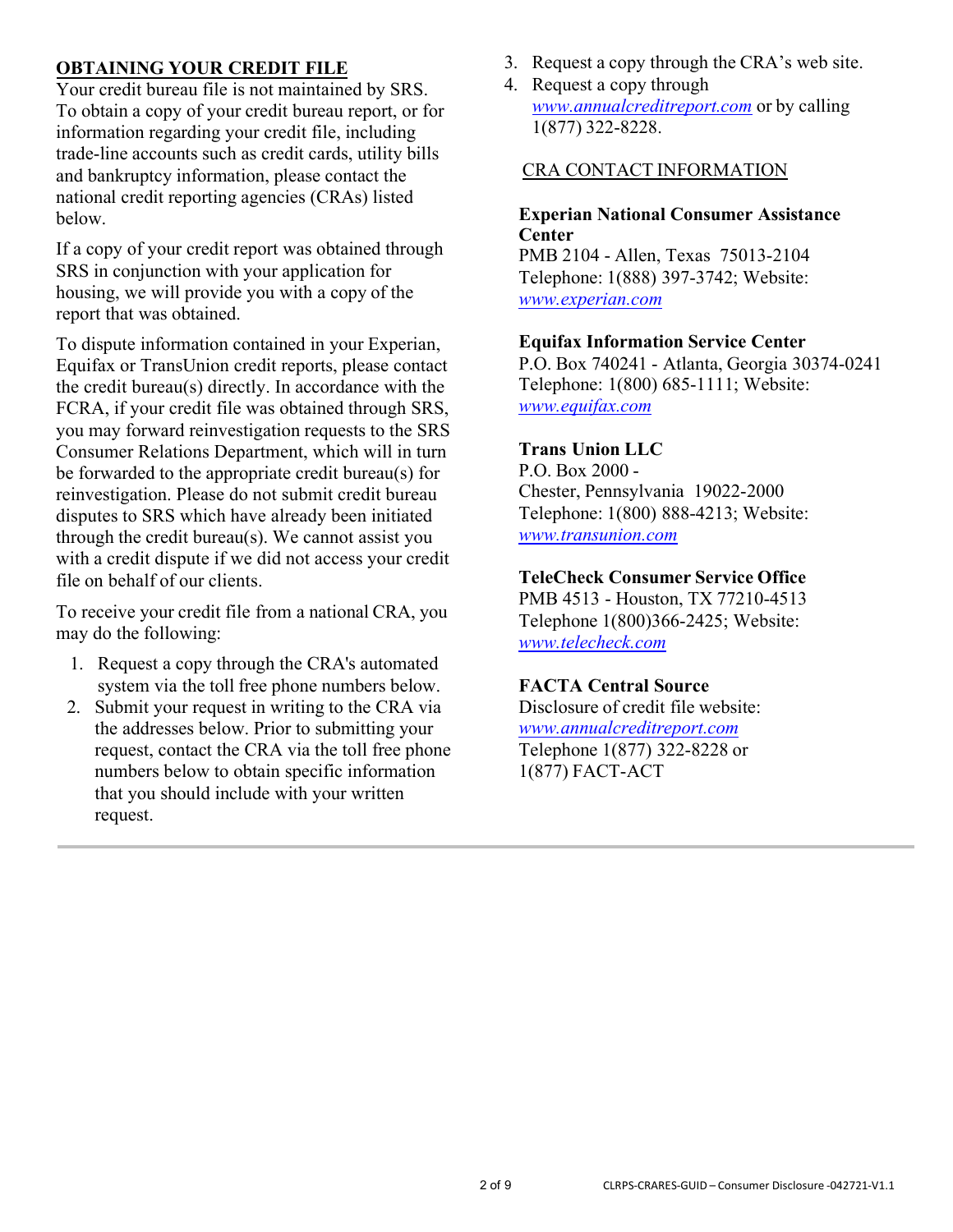## OBTAINING YOUR CREDIT FILE

Your credit bureau file is not maintained by SRS. To obtain a copy of your credit bureau report, or for information regarding your credit file, including trade-line accounts such as credit cards, utility bills and bankruptcy information, please contact the national credit reporting agencies (CRAs) listed below.

If a copy of your credit report was obtained through SRS in conjunction with your application for housing, we will provide you with a copy of the report that was obtained.

To dispute information contained in your Experian, Equifax or TransUnion credit reports, please contact the credit bureau(s) directly. In accordance with the FCRA, if your credit file was obtained through SRS, you may forward reinvestigation requests to the SRS Consumer Relations Department, which will in turn be forwarded to the appropriate credit bureau(s) for reinvestigation. Please do not submit credit bureau disputes to SRS which have already been initiated through the credit bureau(s). We cannot assist you with a credit dispute if we did not access your credit file on behalf of our clients.

To receive your credit file from a national CRA, you may do the following:

1. Request a copy through the CRA's automated system via the toll free phone numbers below.
2. Submit your request in writing to the CRA via the addresses below. Prior to submitting your request, contact the CRA via the toll free phone numbers below to obtain specific information that you should include with your written request.
3. Request a copy through the CRA's web site.
4. Request a copy through www.annualcreditreport.com or by calling 1(877) 322-8228.

### CRA CONTACT INFORMATION

**Experian National Consumer Assistance Center**
PMB 2104 - Allen, Texas 75013-2104
Telephone: 1(888) 397-3742; Website: www.experian.com

**Equifax Information Service Center**
P.O. Box 740241 - Atlanta, Georgia 30374-0241
Telephone: 1(800) 685-1111; Website: www.equifax.com

**Trans Union LLC**
P.O. Box 2000 -
Chester, Pennsylvania 19022-2000
Telephone: 1(800) 888-4213; Website: www.transunion.com

**TeleCheck Consumer Service Office**
PMB 4513 - Houston, TX 77210-4513
Telephone 1(800)366-2425; Website: www.telecheck.com

**FACTA Central Source**
Disclosure of credit file website: www.annualcreditreport.com
Telephone 1(877) 322-8228 or 1(877) FACT-ACT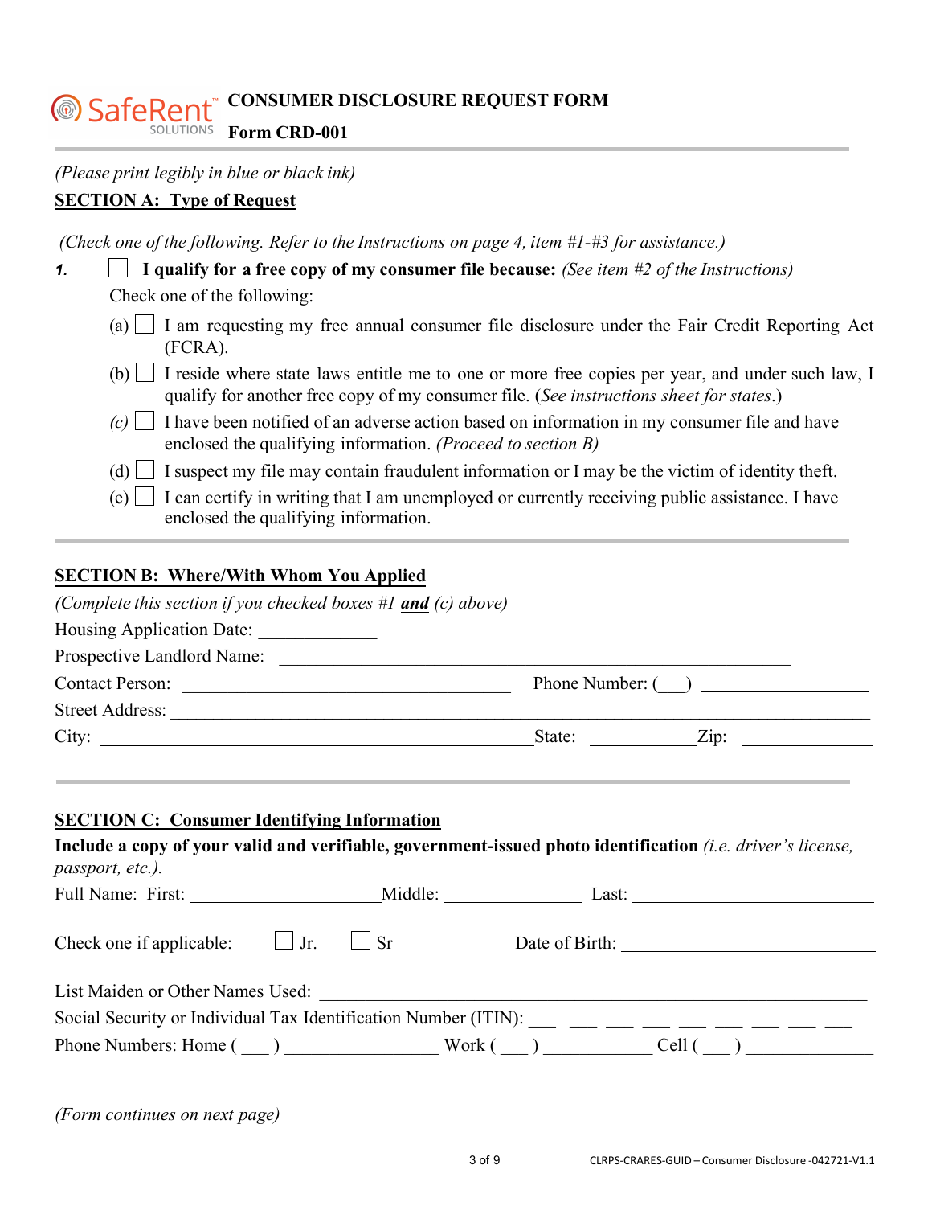SafeRent™ SOLUTIONS

# CONSUMER DISCLOSURE REQUEST FORM

**Form CRD-001**

---

*(Please print legibly in blue or black ink)*

## SECTION A: Type of Request

*(Check one of the following. Refer to the Instructions on page 4, item #1-#3 for assistance.)*

**1.** ☐ **I qualify for a free copy of my consumer file because:** *(See item #2 of the Instructions)*

Check one of the following:

- (a) ☐ I am requesting my free annual consumer file disclosure under the Fair Credit Reporting Act (FCRA).
- (b) ☐ I reside where state laws entitle me to one or more free copies per year, and under such law, I qualify for another free copy of my consumer file. (*See instructions sheet for states*.)
- *(c)* ☐ I have been notified of an adverse action based on information in my consumer file and have enclosed the qualifying information. *(Proceed to section B)*
- (d) ☐ I suspect my file may contain fraudulent information or I may be the victim of identity theft.
- (e) ☐ I can certify in writing that I am unemployed or currently receiving public assistance. I have enclosed the qualifying information.

---

## SECTION B: Where/With Whom You Applied

*(Complete this section if you checked boxes #1* ***and*** *(c) above)*

Housing Application Date: ____________

Prospective Landlord Name: ______________________________________________

Contact Person: ______________________________ Phone Number: (___) ______________

Street Address: ________________________________________________________________

City: ________________________________________ State: __________ Zip: ____________

---

## SECTION C: Consumer Identifying Information

**Include a copy of your valid and verifiable, government-issued photo identification** *(i.e. driver's license, passport, etc.).*

Full Name: First: ___________________ Middle: ______________ Last: ________________________

Check one if applicable: ☐ Jr. ☐ Sr    Date of Birth: ________________________

List Maiden or Other Names Used: ______________________________________________________

Social Security or Individual Tax Identification Number (ITIN): ___ ___ ___ ___ ___ ___ ___ ___ ___

Phone Numbers: Home ( ___ ) _______________ Work ( ___ ) ___________ Cell ( ___ ) _____________

*(Form continues on next page)*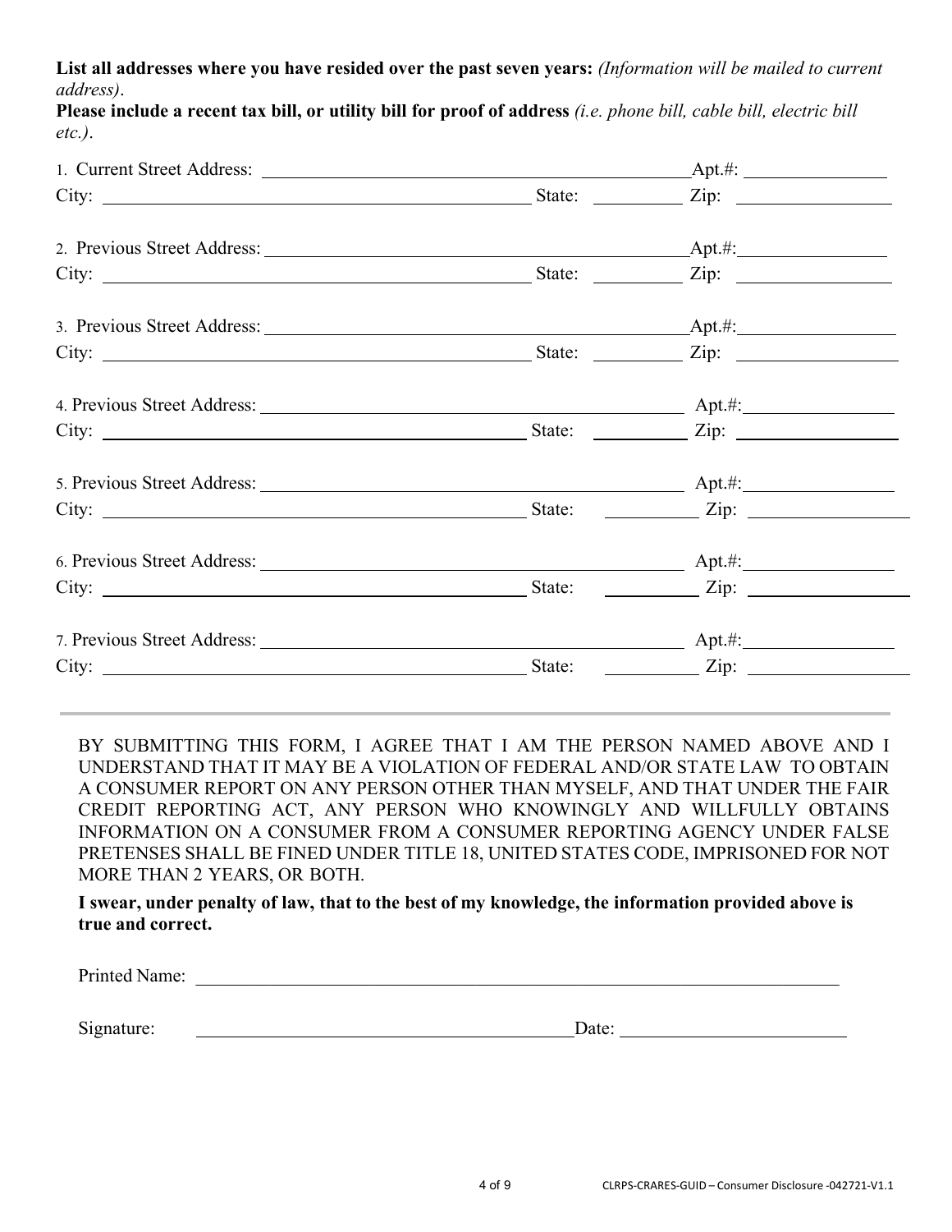**List all addresses where you have resided over the past seven years:** *(Information will be mailed to current address)*.

**Please include a recent tax bill, or utility bill for proof of address** *(i.e. phone bill, cable bill, electric bill etc.)*.

1. Current Street Address: ______________________ Apt.#: __________
City: ______________________ State: ________ Zip: __________

2. Previous Street Address: ______________________ Apt.#: __________
City: ______________________ State: ________ Zip: __________

3. Previous Street Address: ______________________ Apt.#: __________
City: ______________________ State: ________ Zip: __________

4. Previous Street Address: ______________________ Apt.#: __________
City: ______________________ State: ________ Zip: __________

5. Previous Street Address: ______________________ Apt.#: __________
City: ______________________ State: ________ Zip: __________

6. Previous Street Address: ______________________ Apt.#: __________
City: ______________________ State: ________ Zip: __________

7. Previous Street Address: ______________________ Apt.#: __________
City: ______________________ State: ________ Zip: __________

---

BY SUBMITTING THIS FORM, I AGREE THAT I AM THE PERSON NAMED ABOVE AND I UNDERSTAND THAT IT MAY BE A VIOLATION OF FEDERAL AND/OR STATE LAW TO OBTAIN A CONSUMER REPORT ON ANY PERSON OTHER THAN MYSELF, AND THAT UNDER THE FAIR CREDIT REPORTING ACT, ANY PERSON WHO KNOWINGLY AND WILLFULLY OBTAINS INFORMATION ON A CONSUMER FROM A CONSUMER REPORTING AGENCY UNDER FALSE PRETENSES SHALL BE FINED UNDER TITLE 18, UNITED STATES CODE, IMPRISONED FOR NOT MORE THAN 2 YEARS, OR BOTH.

**I swear, under penalty of law, that to the best of my knowledge, the information provided above is true and correct.**

Printed Name: ______________________________

Signature: ______________________ Date: ______________

CLRPS-CRARES-GUID – Consumer Disclosure -042721-V1.1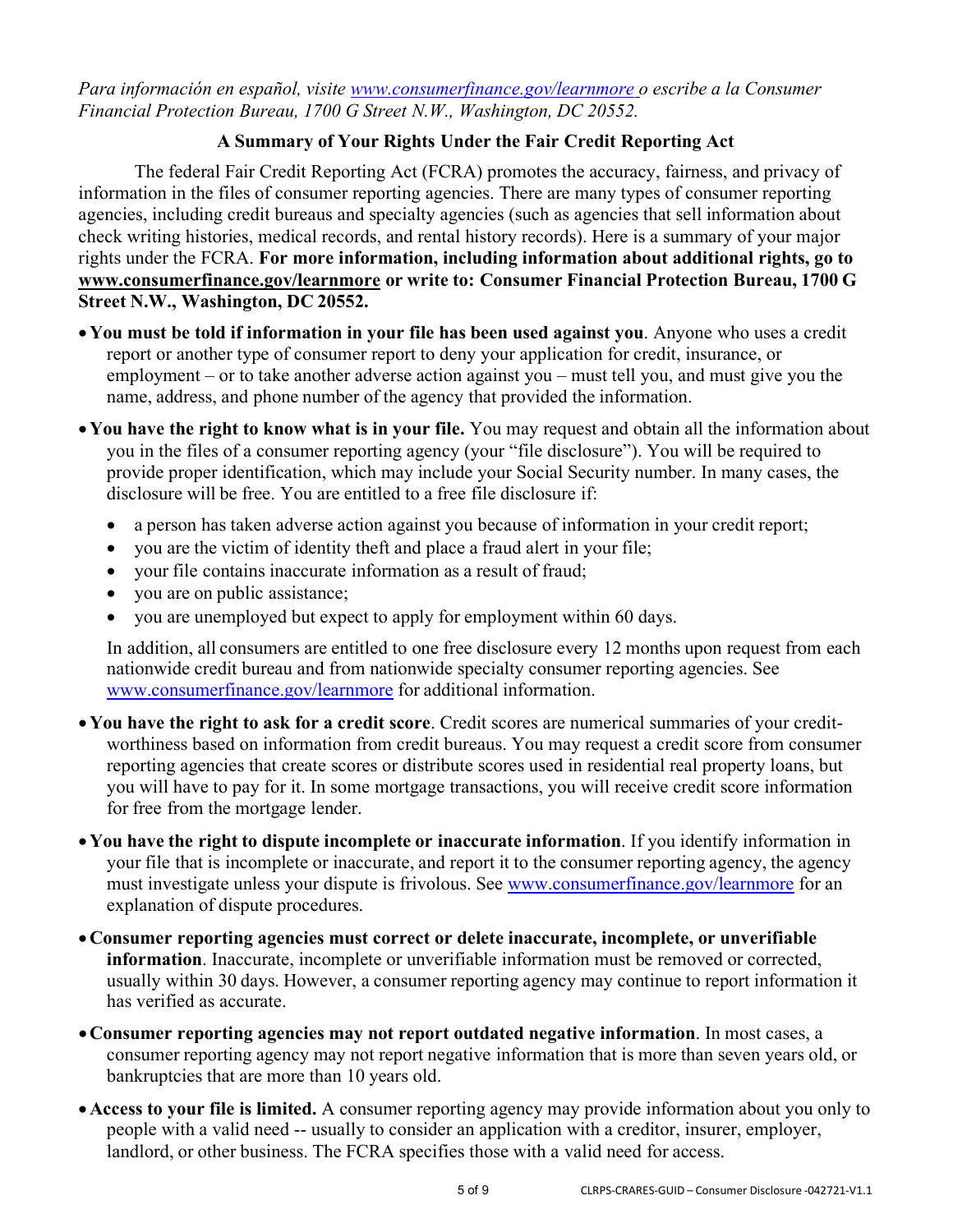*Para información en español, visite [www.consumerfinance.gov/learnmore](www.consumerfinance.gov/learnmore) o escribe a la Consumer Financial Protection Bureau, 1700 G Street N.W., Washington, DC 20552.*

## A Summary of Your Rights Under the Fair Credit Reporting Act

The federal Fair Credit Reporting Act (FCRA) promotes the accuracy, fairness, and privacy of information in the files of consumer reporting agencies. There are many types of consumer reporting agencies, including credit bureaus and specialty agencies (such as agencies that sell information about check writing histories, medical records, and rental history records). Here is a summary of your major rights under the FCRA. **For more information, including information about additional rights, go to [www.consumerfinance.gov/learnmore](www.consumerfinance.gov/learnmore) or write to: Consumer Financial Protection Bureau, 1700 G Street N.W., Washington, DC 20552.**

- **You must be told if information in your file has been used against you**. Anyone who uses a credit report or another type of consumer report to deny your application for credit, insurance, or employment – or to take another adverse action against you – must tell you, and must give you the name, address, and phone number of the agency that provided the information.
- **You have the right to know what is in your file.** You may request and obtain all the information about you in the files of a consumer reporting agency (your "file disclosure"). You will be required to provide proper identification, which may include your Social Security number. In many cases, the disclosure will be free. You are entitled to a free file disclosure if:
  - a person has taken adverse action against you because of information in your credit report;
  - you are the victim of identity theft and place a fraud alert in your file;
  - your file contains inaccurate information as a result of fraud;
  - you are on public assistance;
  - you are unemployed but expect to apply for employment within 60 days.

  In addition, all consumers are entitled to one free disclosure every 12 months upon request from each nationwide credit bureau and from nationwide specialty consumer reporting agencies. See [www.consumerfinance.gov/learnmore](www.consumerfinance.gov/learnmore) for additional information.
- **You have the right to ask for a credit score**. Credit scores are numerical summaries of your credit-worthiness based on information from credit bureaus. You may request a credit score from consumer reporting agencies that create scores or distribute scores used in residential real property loans, but you will have to pay for it. In some mortgage transactions, you will receive credit score information for free from the mortgage lender.
- **You have the right to dispute incomplete or inaccurate information**. If you identify information in your file that is incomplete or inaccurate, and report it to the consumer reporting agency, the agency must investigate unless your dispute is frivolous. See [www.consumerfinance.gov/learnmore](www.consumerfinance.gov/learnmore) for an explanation of dispute procedures.
- **Consumer reporting agencies must correct or delete inaccurate, incomplete, or unverifiable information**. Inaccurate, incomplete or unverifiable information must be removed or corrected, usually within 30 days. However, a consumer reporting agency may continue to report information it has verified as accurate.
- **Consumer reporting agencies may not report outdated negative information**. In most cases, a consumer reporting agency may not report negative information that is more than seven years old, or bankruptcies that are more than 10 years old.
- **Access to your file is limited.** A consumer reporting agency may provide information about you only to people with a valid need -- usually to consider an application with a creditor, insurer, employer, landlord, or other business. The FCRA specifies those with a valid need for access.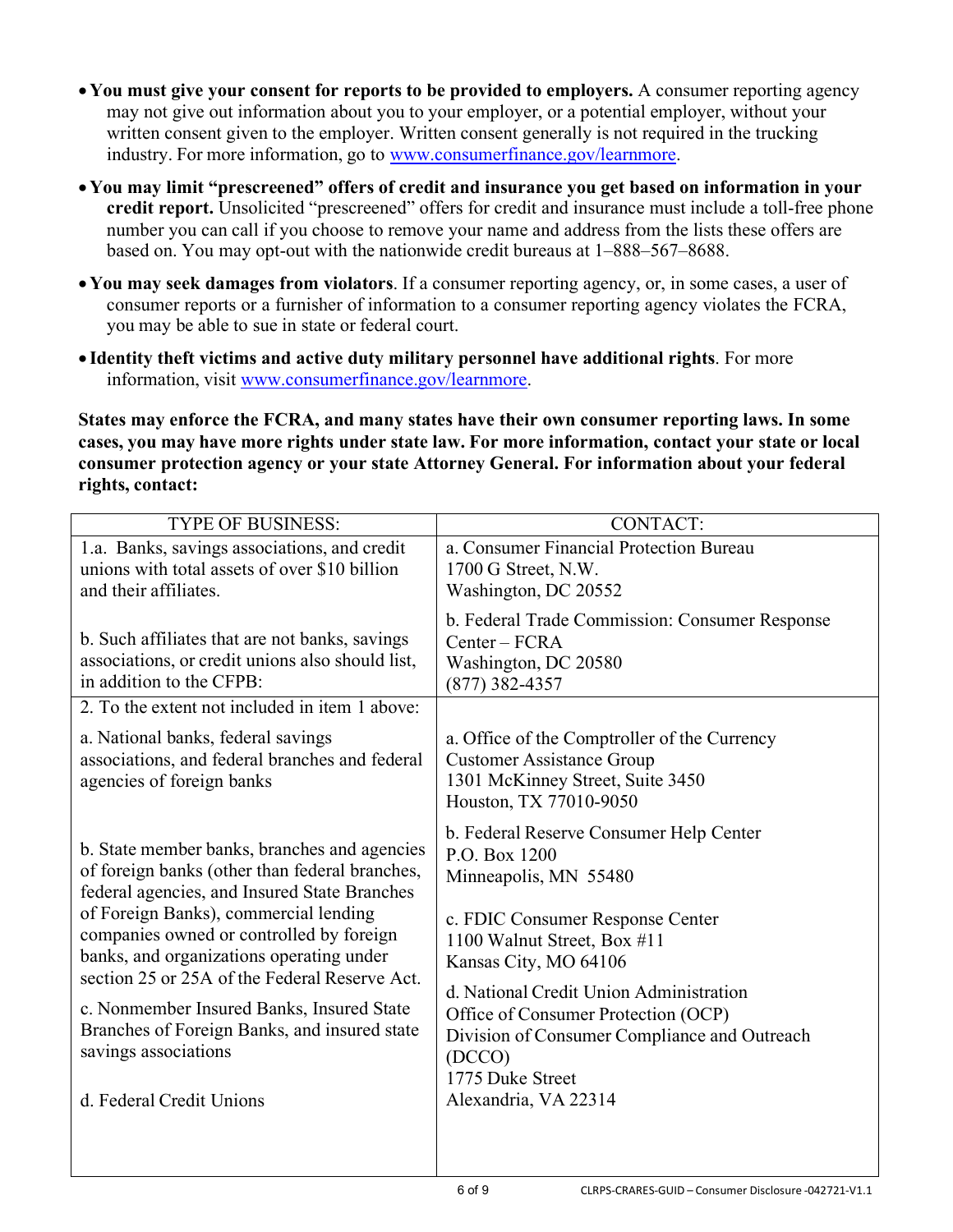- **You must give your consent for reports to be provided to employers.** A consumer reporting agency may not give out information about you to your employer, or a potential employer, without your written consent given to the employer. Written consent generally is not required in the trucking industry. For more information, go to www.consumerfinance.gov/learnmore.
- **You may limit "prescreened" offers of credit and insurance you get based on information in your credit report.** Unsolicited "prescreened" offers for credit and insurance must include a toll-free phone number you can call if you choose to remove your name and address from the lists these offers are based on. You may opt-out with the nationwide credit bureaus at 1–888–567–8688.
- **You may seek damages from violators**. If a consumer reporting agency, or, in some cases, a user of consumer reports or a furnisher of information to a consumer reporting agency violates the FCRA, you may be able to sue in state or federal court.
- **Identity theft victims and active duty military personnel have additional rights**. For more information, visit www.consumerfinance.gov/learnmore.

**States may enforce the FCRA, and many states have their own consumer reporting laws. In some cases, you may have more rights under state law. For more information, contact your state or local consumer protection agency or your state Attorney General. For information about your federal rights, contact:**

| TYPE OF BUSINESS: | CONTACT: |
| --- | --- |
| 1.a. Banks, savings associations, and credit unions with total assets of over $10 billion and their affiliates.<br><br>b. Such affiliates that are not banks, savings associations, or credit unions also should list, in addition to the CFPB: | a. Consumer Financial Protection Bureau<br>1700 G Street, N.W.<br>Washington, DC 20552<br><br>b. Federal Trade Commission: Consumer Response Center – FCRA<br>Washington, DC 20580<br>(877) 382-4357 |
| 2. To the extent not included in item 1 above:<br><br>a. National banks, federal savings associations, and federal branches and federal agencies of foreign banks<br><br>b. State member banks, branches and agencies of foreign banks (other than federal branches, federal agencies, and Insured State Branches of Foreign Banks), commercial lending companies owned or controlled by foreign banks, and organizations operating under section 25 or 25A of the Federal Reserve Act.<br><br>c. Nonmember Insured Banks, Insured State Branches of Foreign Banks, and insured state savings associations<br><br>d. Federal Credit Unions | a. Office of the Comptroller of the Currency<br>Customer Assistance Group<br>1301 McKinney Street, Suite 3450<br>Houston, TX 77010-9050<br><br>b. Federal Reserve Consumer Help Center<br>P.O. Box 1200<br>Minneapolis, MN 55480<br><br>c. FDIC Consumer Response Center<br>1100 Walnut Street, Box #11<br>Kansas City, MO 64106<br><br>d. National Credit Union Administration<br>Office of Consumer Protection (OCP)<br>Division of Consumer Compliance and Outreach (DCCO)<br>1775 Duke Street<br>Alexandria, VA 22314 |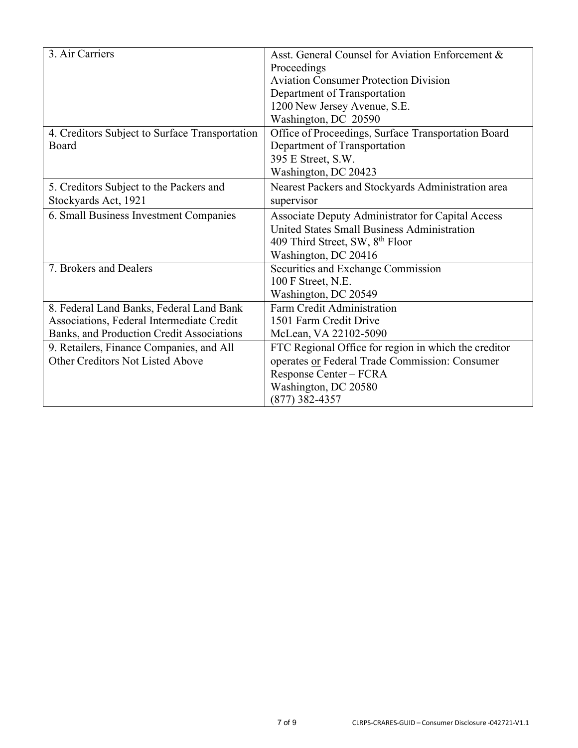| 3. Air Carriers | Asst. General Counsel for Aviation Enforcement & Proceedings<br>Aviation Consumer Protection Division<br>Department of Transportation<br>1200 New Jersey Avenue, S.E.<br>Washington, DC 20590 |
|---|---|
| 4. Creditors Subject to Surface Transportation Board | Office of Proceedings, Surface Transportation Board<br>Department of Transportation<br>395 E Street, S.W.<br>Washington, DC 20423 |
| 5. Creditors Subject to the Packers and Stockyards Act, 1921 | Nearest Packers and Stockyards Administration area supervisor |
| 6. Small Business Investment Companies | Associate Deputy Administrator for Capital Access<br>United States Small Business Administration<br>409 Third Street, SW, 8th Floor<br>Washington, DC 20416 |
| 7. Brokers and Dealers | Securities and Exchange Commission<br>100 F Street, N.E.<br>Washington, DC 20549 |
| 8. Federal Land Banks, Federal Land Bank Associations, Federal Intermediate Credit Banks, and Production Credit Associations | Farm Credit Administration<br>1501 Farm Credit Drive<br>McLean, VA 22102-5090 |
| 9. Retailers, Finance Companies, and All Other Creditors Not Listed Above | FTC Regional Office for region in which the creditor operates or Federal Trade Commission: Consumer Response Center – FCRA<br>Washington, DC 20580<br>(877) 382-4357 |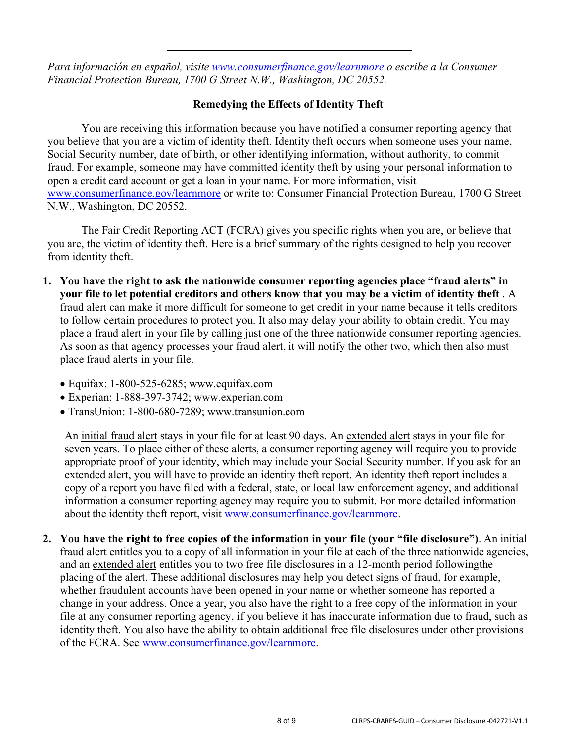*Para información en español, visite www.consumerfinance.gov/learnmore o escribe a la Consumer Financial Protection Bureau, 1700 G Street N.W., Washington, DC 20552.*

## Remedying the Effects of Identity Theft

You are receiving this information because you have notified a consumer reporting agency that you believe that you are a victim of identity theft. Identity theft occurs when someone uses your name, Social Security number, date of birth, or other identifying information, without authority, to commit fraud. For example, someone may have committed identity theft by using your personal information to open a credit card account or get a loan in your name. For more information, visit www.consumerfinance.gov/learnmore or write to: Consumer Financial Protection Bureau, 1700 G Street N.W., Washington, DC 20552.

The Fair Credit Reporting ACT (FCRA) gives you specific rights when you are, or believe that you are, the victim of identity theft. Here is a brief summary of the rights designed to help you recover from identity theft.

1. **You have the right to ask the nationwide consumer reporting agencies place "fraud alerts" in your file to let potential creditors and others know that you may be a victim of identity theft** . A fraud alert can make it more difficult for someone to get credit in your name because it tells creditors to follow certain procedures to protect you. It also may delay your ability to obtain credit. You may place a fraud alert in your file by calling just one of the three nationwide consumer reporting agencies. As soon as that agency processes your fraud alert, it will notify the other two, which then also must place fraud alerts in your file.

   - Equifax: 1-800-525-6285; www.equifax.com
   - Experian: 1-888-397-3742; www.experian.com
   - TransUnion: 1-800-680-7289; www.transunion.com

   An initial fraud alert stays in your file for at least 90 days. An extended alert stays in your file for seven years. To place either of these alerts, a consumer reporting agency will require you to provide appropriate proof of your identity, which may include your Social Security number. If you ask for an extended alert, you will have to provide an identity theft report. An identity theft report includes a copy of a report you have filed with a federal, state, or local law enforcement agency, and additional information a consumer reporting agency may require you to submit. For more detailed information about the identity theft report, visit www.consumerfinance.gov/learnmore.

2. **You have the right to free copies of the information in your file (your "file disclosure")**. An initial fraud alert entitles you to a copy of all information in your file at each of the three nationwide agencies, and an extended alert entitles you to two free file disclosures in a 12-month period followingthe placing of the alert. These additional disclosures may help you detect signs of fraud, for example, whether fraudulent accounts have been opened in your name or whether someone has reported a change in your address. Once a year, you also have the right to a free copy of the information in your file at any consumer reporting agency, if you believe it has inaccurate information due to fraud, such as identity theft. You also have the ability to obtain additional free file disclosures under other provisions of the FCRA. See www.consumerfinance.gov/learnmore.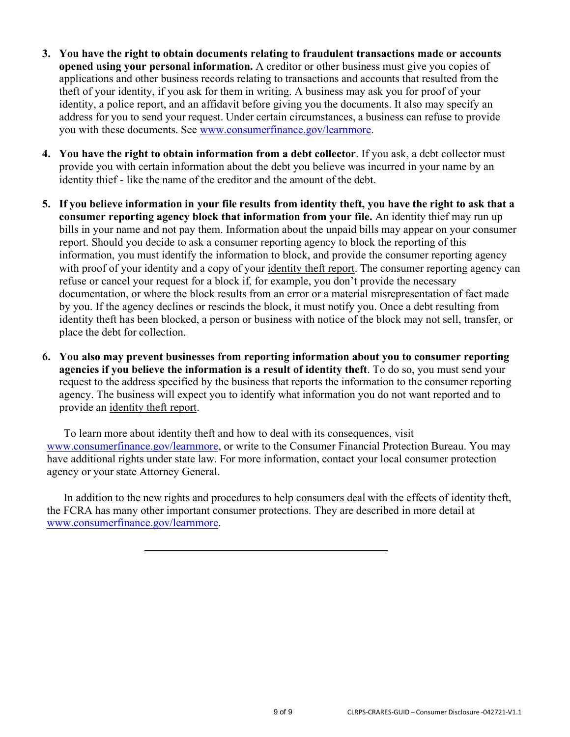3. **You have the right to obtain documents relating to fraudulent transactions made or accounts opened using your personal information.** A creditor or other business must give you copies of applications and other business records relating to transactions and accounts that resulted from the theft of your identity, if you ask for them in writing. A business may ask you for proof of your identity, a police report, and an affidavit before giving you the documents. It also may specify an address for you to send your request. Under certain circumstances, a business can refuse to provide you with these documents. See www.consumerfinance.gov/learnmore.

4. **You have the right to obtain information from a debt collector**. If you ask, a debt collector must provide you with certain information about the debt you believe was incurred in your name by an identity thief - like the name of the creditor and the amount of the debt.

5. **If you believe information in your file results from identity theft, you have the right to ask that a consumer reporting agency block that information from your file.** An identity thief may run up bills in your name and not pay them. Information about the unpaid bills may appear on your consumer report. Should you decide to ask a consumer reporting agency to block the reporting of this information, you must identify the information to block, and provide the consumer reporting agency with proof of your identity and a copy of your identity theft report. The consumer reporting agency can refuse or cancel your request for a block if, for example, you don't provide the necessary documentation, or where the block results from an error or a material misrepresentation of fact made by you. If the agency declines or rescinds the block, it must notify you. Once a debt resulting from identity theft has been blocked, a person or business with notice of the block may not sell, transfer, or place the debt for collection.

6. **You also may prevent businesses from reporting information about you to consumer reporting agencies if you believe the information is a result of identity theft**. To do so, you must send your request to the address specified by the business that reports the information to the consumer reporting agency. The business will expect you to identify what information you do not want reported and to provide an identity theft report.

To learn more about identity theft and how to deal with its consequences, visit www.consumerfinance.gov/learnmore, or write to the Consumer Financial Protection Bureau. You may have additional rights under state law. For more information, contact your local consumer protection agency or your state Attorney General.

In addition to the new rights and procedures to help consumers deal with the effects of identity theft, the FCRA has many other important consumer protections. They are described in more detail at www.consumerfinance.gov/learnmore.

---